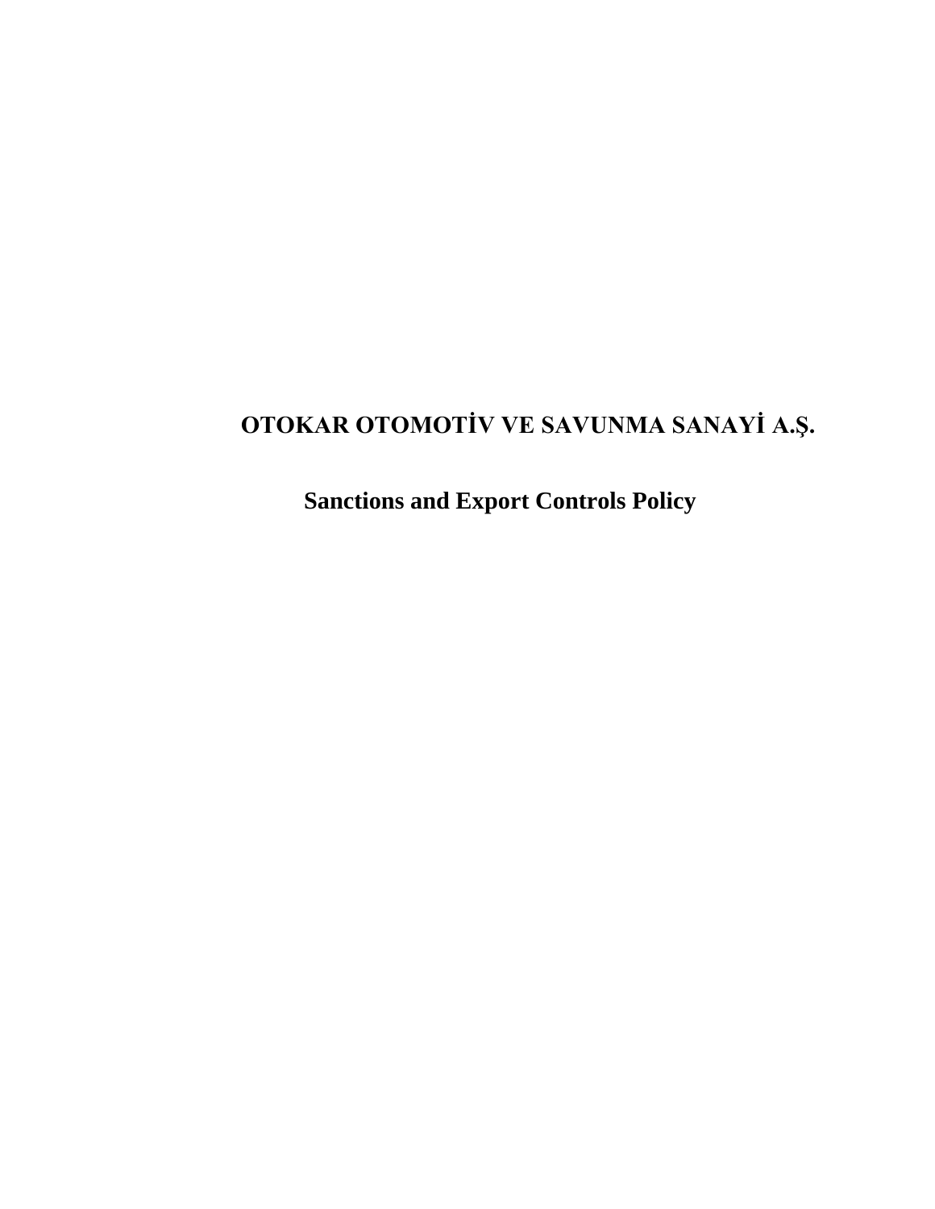# OTOKAR OTOMOTİV VE SAVUNMA SANAYİ A.Ş.

## Sanctions and Export Controls Policy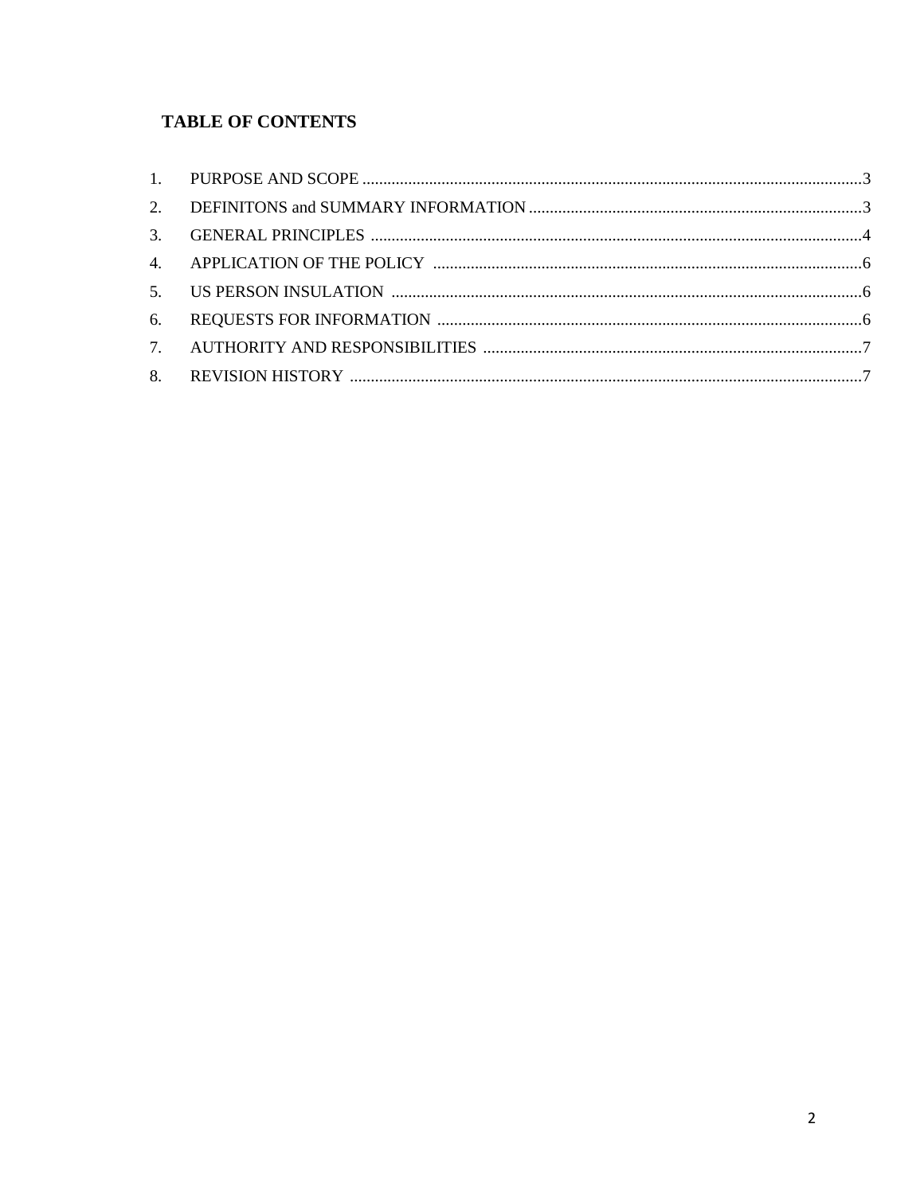## TABLE OF CONTENTS

1. PURPOSE AND SCOPE ....................................................................................................3
2. DEFINITONS and SUMMARY INFORMATION ................................................................3
3. GENERAL PRINCIPLES ..................................................................................................4
4. APPLICATION OF THE POLICY .....................................................................................6
5. US PERSON INSULATION ..............................................................................................6
6. REQUESTS FOR INFORMATION ....................................................................................6
7. AUTHORITY AND RESPONSIBILITIES ...........................................................................7
8. REVISION HISTORY .......................................................................................................7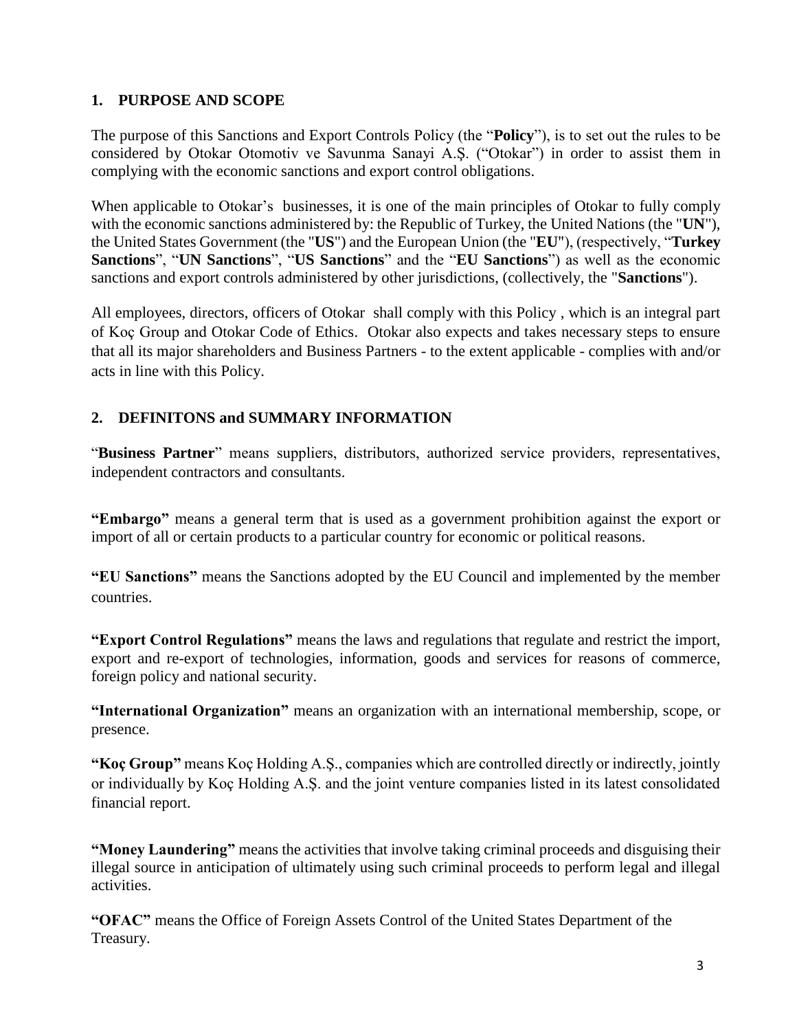## 1. PURPOSE AND SCOPE

The purpose of this Sanctions and Export Controls Policy (the "**Policy**"), is to set out the rules to be considered by Otokar Otomotiv ve Savunma Sanayi A.Ş. ("Otokar") in order to assist them in complying with the economic sanctions and export control obligations.

When applicable to Otokar's businesses, it is one of the main principles of Otokar to fully comply with the economic sanctions administered by: the Republic of Turkey, the United Nations (the "**UN**"), the United States Government (the "**US**") and the European Union (the "**EU**"), (respectively, "**Turkey Sanctions**", "**UN Sanctions**", "**US Sanctions**" and the "**EU Sanctions**") as well as the economic sanctions and export controls administered by other jurisdictions, (collectively, the "**Sanctions**").

All employees, directors, officers of Otokar shall comply with this Policy , which is an integral part of Koç Group and Otokar Code of Ethics. Otokar also expects and takes necessary steps to ensure that all its major shareholders and Business Partners - to the extent applicable - complies with and/or acts in line with this Policy.

## 2. DEFINITONS and SUMMARY INFORMATION

"**Business Partner**" means suppliers, distributors, authorized service providers, representatives, independent contractors and consultants.

**"Embargo"** means a general term that is used as a government prohibition against the export or import of all or certain products to a particular country for economic or political reasons.

**"EU Sanctions"** means the Sanctions adopted by the EU Council and implemented by the member countries.

**"Export Control Regulations"** means the laws and regulations that regulate and restrict the import, export and re-export of technologies, information, goods and services for reasons of commerce, foreign policy and national security.

**"International Organization"** means an organization with an international membership, scope, or presence.

**"Koç Group"** means Koç Holding A.Ş., companies which are controlled directly or indirectly, jointly or individually by Koç Holding A.Ş. and the joint venture companies listed in its latest consolidated financial report.

**"Money Laundering"** means the activities that involve taking criminal proceeds and disguising their illegal source in anticipation of ultimately using such criminal proceeds to perform legal and illegal activities.

**"OFAC"** means the Office of Foreign Assets Control of the United States Department of the Treasury.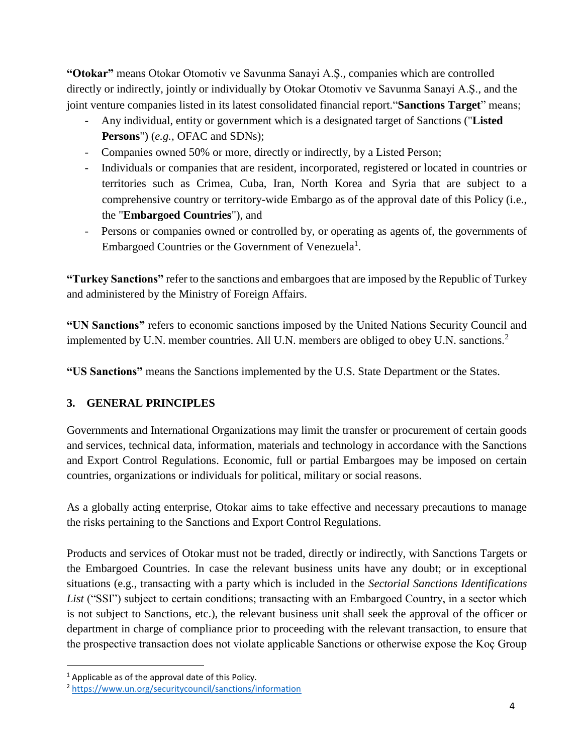**"Otokar"** means Otokar Otomotiv ve Savunma Sanayi A.Ş., companies which are controlled directly or indirectly, jointly or individually by Otokar Otomotiv ve Savunma Sanayi A.Ş., and the joint venture companies listed in its latest consolidated financial report."**Sanctions Target**" means;

- Any individual, entity or government which is a designated target of Sanctions ("**Listed Persons**") (*e.g.*, OFAC and SDNs);
- Companies owned 50% or more, directly or indirectly, by a Listed Person;
- Individuals or companies that are resident, incorporated, registered or located in countries or territories such as Crimea, Cuba, Iran, North Korea and Syria that are subject to a comprehensive country or territory-wide Embargo as of the approval date of this Policy (i.e., the "**Embargoed Countries**"), and
- Persons or companies owned or controlled by, or operating as agents of, the governments of Embargoed Countries or the Government of Venezuela[1].

**"Turkey Sanctions"** refer to the sanctions and embargoes that are imposed by the Republic of Turkey and administered by the Ministry of Foreign Affairs.

**"UN Sanctions"** refers to economic sanctions imposed by the United Nations Security Council and implemented by U.N. member countries. All U.N. members are obliged to obey U.N. sanctions.[2]

**"US Sanctions"** means the Sanctions implemented by the U.S. State Department or the States.

## 3. GENERAL PRINCIPLES

Governments and International Organizations may limit the transfer or procurement of certain goods and services, technical data, information, materials and technology in accordance with the Sanctions and Export Control Regulations. Economic, full or partial Embargoes may be imposed on certain countries, organizations or individuals for political, military or social reasons.

As a globally acting enterprise, Otokar aims to take effective and necessary precautions to manage the risks pertaining to the Sanctions and Export Control Regulations.

Products and services of Otokar must not be traded, directly or indirectly, with Sanctions Targets or the Embargoed Countries. In case the relevant business units have any doubt; or in exceptional situations (e.g., transacting with a party which is included in the *Sectorial Sanctions Identifications List* ("SSI") subject to certain conditions; transacting with an Embargoed Country, in a sector which is not subject to Sanctions, etc.), the relevant business unit shall seek the approval of the officer or department in charge of compliance prior to proceeding with the relevant transaction, to ensure that the prospective transaction does not violate applicable Sanctions or otherwise expose the Koç Group

---

[1] Applicable as of the approval date of this Policy.

[2] https://www.un.org/securitycouncil/sanctions/information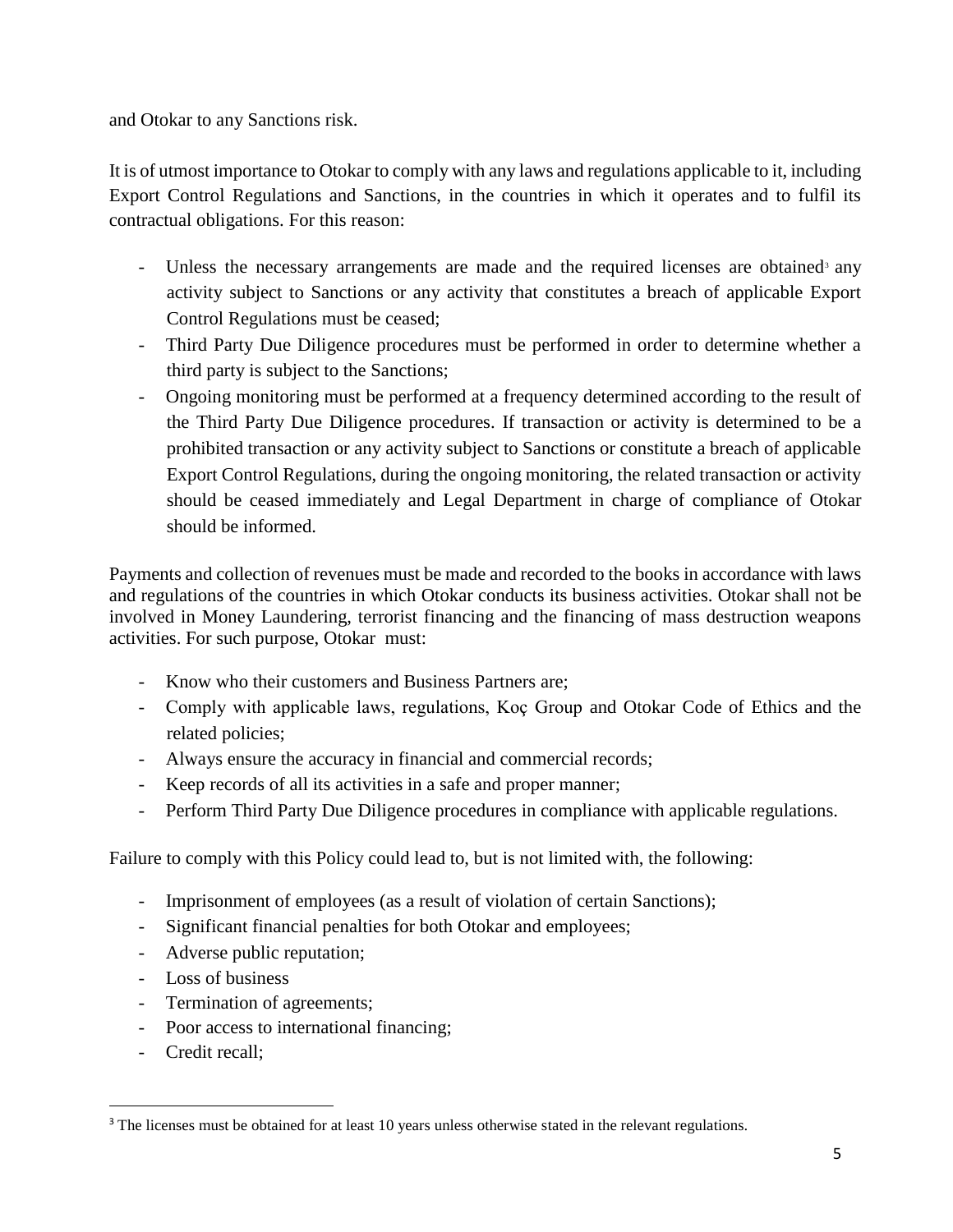and Otokar to any Sanctions risk.

It is of utmost importance to Otokar to comply with any laws and regulations applicable to it, including Export Control Regulations and Sanctions, in the countries in which it operates and to fulfil its contractual obligations. For this reason:

- Unless the necessary arrangements are made and the required licenses are obtained[3] any activity subject to Sanctions or any activity that constitutes a breach of applicable Export Control Regulations must be ceased;
- Third Party Due Diligence procedures must be performed in order to determine whether a third party is subject to the Sanctions;
- Ongoing monitoring must be performed at a frequency determined according to the result of the Third Party Due Diligence procedures. If transaction or activity is determined to be a prohibited transaction or any activity subject to Sanctions or constitute a breach of applicable Export Control Regulations, during the ongoing monitoring, the related transaction or activity should be ceased immediately and Legal Department in charge of compliance of Otokar should be informed.

Payments and collection of revenues must be made and recorded to the books in accordance with laws and regulations of the countries in which Otokar conducts its business activities. Otokar shall not be involved in Money Laundering, terrorist financing and the financing of mass destruction weapons activities. For such purpose, Otokar must:

- Know who their customers and Business Partners are;
- Comply with applicable laws, regulations, Koç Group and Otokar Code of Ethics and the related policies;
- Always ensure the accuracy in financial and commercial records;
- Keep records of all its activities in a safe and proper manner;
- Perform Third Party Due Diligence procedures in compliance with applicable regulations.

Failure to comply with this Policy could lead to, but is not limited with, the following:

- Imprisonment of employees (as a result of violation of certain Sanctions);
- Significant financial penalties for both Otokar and employees;
- Adverse public reputation;
- Loss of business
- Termination of agreements;
- Poor access to international financing;
- Credit recall;

[3] The licenses must be obtained for at least 10 years unless otherwise stated in the relevant regulations.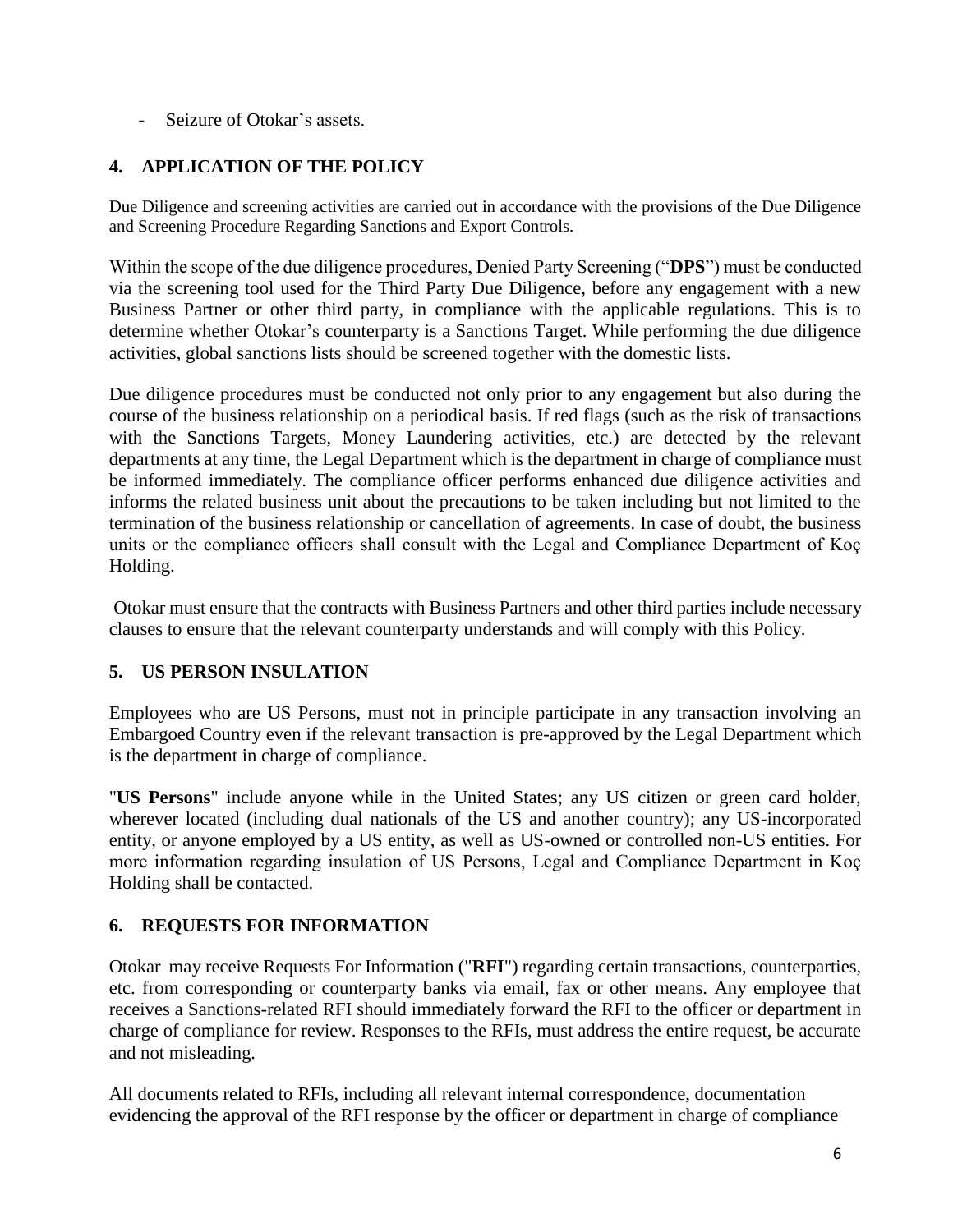- Seizure of Otokar's assets.

## 4. APPLICATION OF THE POLICY

Due Diligence and screening activities are carried out in accordance with the provisions of the Due Diligence and Screening Procedure Regarding Sanctions and Export Controls.

Within the scope of the due diligence procedures, Denied Party Screening ("**DPS**") must be conducted via the screening tool used for the Third Party Due Diligence, before any engagement with a new Business Partner or other third party, in compliance with the applicable regulations. This is to determine whether Otokar's counterparty is a Sanctions Target. While performing the due diligence activities, global sanctions lists should be screened together with the domestic lists.

Due diligence procedures must be conducted not only prior to any engagement but also during the course of the business relationship on a periodical basis. If red flags (such as the risk of transactions with the Sanctions Targets, Money Laundering activities, etc.) are detected by the relevant departments at any time, the Legal Department which is the department in charge of compliance must be informed immediately. The compliance officer performs enhanced due diligence activities and informs the related business unit about the precautions to be taken including but not limited to the termination of the business relationship or cancellation of agreements. In case of doubt, the business units or the compliance officers shall consult with the Legal and Compliance Department of Koç Holding.

Otokar must ensure that the contracts with Business Partners and other third parties include necessary clauses to ensure that the relevant counterparty understands and will comply with this Policy.

## 5. US PERSON INSULATION

Employees who are US Persons, must not in principle participate in any transaction involving an Embargoed Country even if the relevant transaction is pre-approved by the Legal Department which is the department in charge of compliance.

"**US Persons**" include anyone while in the United States; any US citizen or green card holder, wherever located (including dual nationals of the US and another country); any US-incorporated entity, or anyone employed by a US entity, as well as US-owned or controlled non-US entities. For more information regarding insulation of US Persons, Legal and Compliance Department in Koç Holding shall be contacted.

## 6. REQUESTS FOR INFORMATION

Otokar may receive Requests For Information ("**RFI**") regarding certain transactions, counterparties, etc. from corresponding or counterparty banks via email, fax or other means. Any employee that receives a Sanctions-related RFI should immediately forward the RFI to the officer or department in charge of compliance for review. Responses to the RFIs, must address the entire request, be accurate and not misleading.

All documents related to RFIs, including all relevant internal correspondence, documentation evidencing the approval of the RFI response by the officer or department in charge of compliance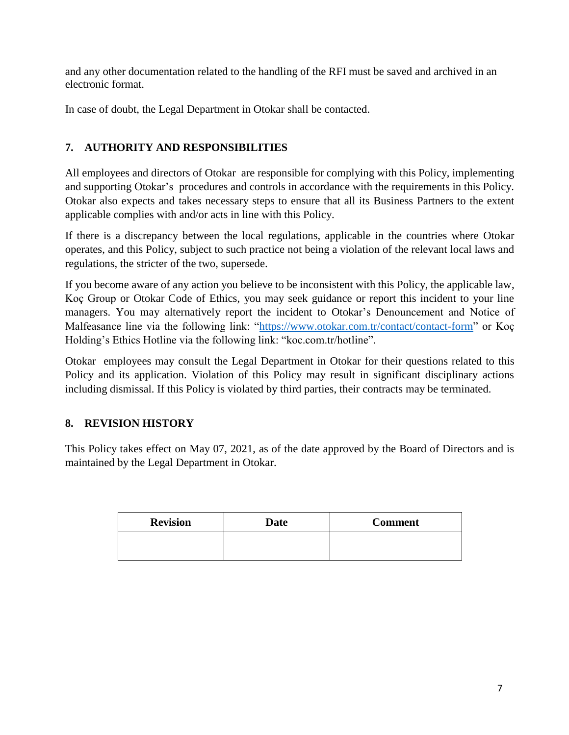and any other documentation related to the handling of the RFI must be saved and archived in an electronic format.

In case of doubt, the Legal Department in Otokar shall be contacted.

## 7. AUTHORITY AND RESPONSIBILITIES

All employees and directors of Otokar are responsible for complying with this Policy, implementing and supporting Otokar's procedures and controls in accordance with the requirements in this Policy. Otokar also expects and takes necessary steps to ensure that all its Business Partners to the extent applicable complies with and/or acts in line with this Policy.

If there is a discrepancy between the local regulations, applicable in the countries where Otokar operates, and this Policy, subject to such practice not being a violation of the relevant local laws and regulations, the stricter of the two, supersede.

If you become aware of any action you believe to be inconsistent with this Policy, the applicable law, Koç Group or Otokar Code of Ethics, you may seek guidance or report this incident to your line managers. You may alternatively report the incident to Otokar's Denouncement and Notice of Malfeasance line via the following link: "https://www.otokar.com.tr/contact/contact-form" or Koç Holding's Ethics Hotline via the following link: "koc.com.tr/hotline".

Otokar employees may consult the Legal Department in Otokar for their questions related to this Policy and its application. Violation of this Policy may result in significant disciplinary actions including dismissal. If this Policy is violated by third parties, their contracts may be terminated.

## 8. REVISION HISTORY

This Policy takes effect on May 07, 2021, as of the date approved by the Board of Directors and is maintained by the Legal Department in Otokar.

| Revision | Date | Comment |
|---|---|---|
| | | |